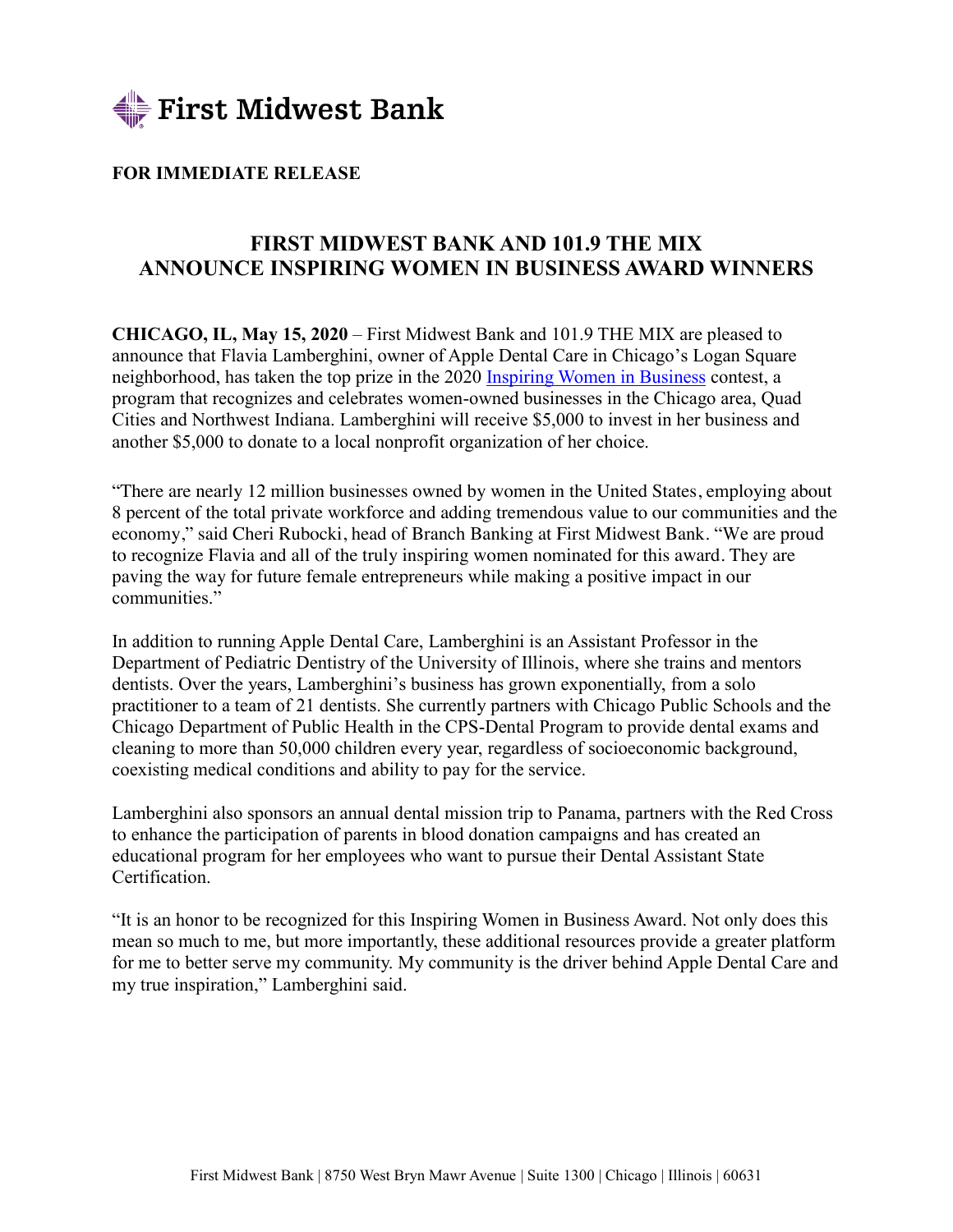First Midwest Bank

**FOR IMMEDIATE RELEASE**

# FIRST MIDWEST BANK AND 101.9 THE MIX ANNOUNCE INSPIRING WOMEN IN BUSINESS AWARD WINNERS

**CHICAGO, IL, May 15, 2020** – First Midwest Bank and 101.9 THE MIX are pleased to announce that Flavia Lamberghini, owner of Apple Dental Care in Chicago's Logan Square neighborhood, has taken the top prize in the 2020 Inspiring Women in Business contest, a program that recognizes and celebrates women-owned businesses in the Chicago area, Quad Cities and Northwest Indiana. Lamberghini will receive $5,000 to invest in her business and another $5,000 to donate to a local nonprofit organization of her choice.

"There are nearly 12 million businesses owned by women in the United States, employing about 8 percent of the total private workforce and adding tremendous value to our communities and the economy," said Cheri Rubocki, head of Branch Banking at First Midwest Bank. "We are proud to recognize Flavia and all of the truly inspiring women nominated for this award. They are paving the way for future female entrepreneurs while making a positive impact in our communities."

In addition to running Apple Dental Care, Lamberghini is an Assistant Professor in the Department of Pediatric Dentistry of the University of Illinois, where she trains and mentors dentists. Over the years, Lamberghini's business has grown exponentially, from a solo practitioner to a team of 21 dentists. She currently partners with Chicago Public Schools and the Chicago Department of Public Health in the CPS-Dental Program to provide dental exams and cleaning to more than 50,000 children every year, regardless of socioeconomic background, coexisting medical conditions and ability to pay for the service.

Lamberghini also sponsors an annual dental mission trip to Panama, partners with the Red Cross to enhance the participation of parents in blood donation campaigns and has created an educational program for her employees who want to pursue their Dental Assistant State Certification.

"It is an honor to be recognized for this Inspiring Women in Business Award. Not only does this mean so much to me, but more importantly, these additional resources provide a greater platform for me to better serve my community. My community is the driver behind Apple Dental Care and my true inspiration," Lamberghini said.

First Midwest Bank | 8750 West Bryn Mawr Avenue | Suite 1300 | Chicago | Illinois | 60631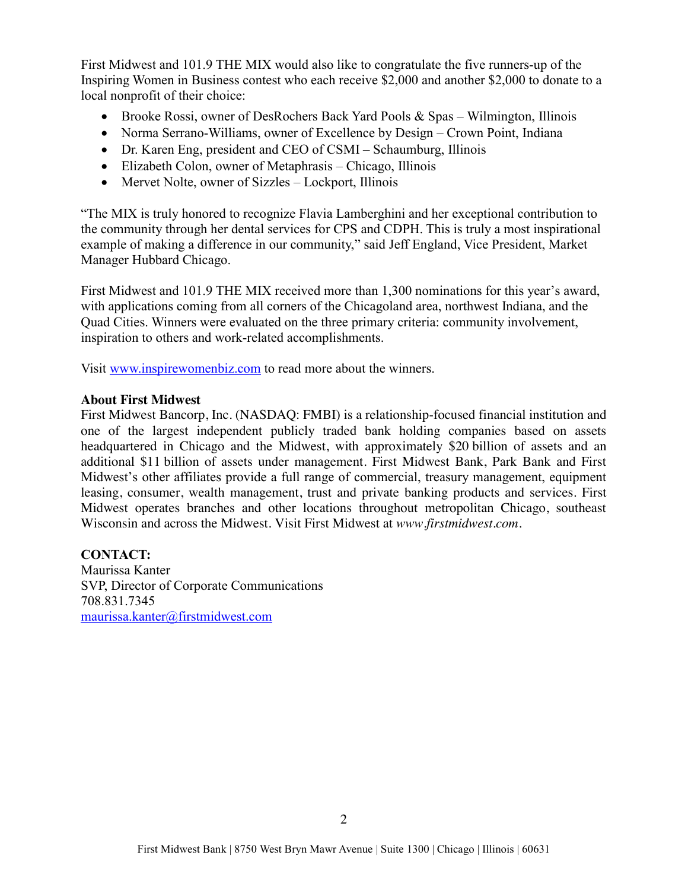First Midwest and 101.9 THE MIX would also like to congratulate the five runners-up of the Inspiring Women in Business contest who each receive $2,000 and another $2,000 to donate to a local nonprofit of their choice:

- Brooke Rossi, owner of DesRochers Back Yard Pools & Spas – Wilmington, Illinois
- Norma Serrano-Williams, owner of Excellence by Design – Crown Point, Indiana
- Dr. Karen Eng, president and CEO of CSMI – Schaumburg, Illinois
- Elizabeth Colon, owner of Metaphrasis – Chicago, Illinois
- Mervet Nolte, owner of Sizzles – Lockport, Illinois

"The MIX is truly honored to recognize Flavia Lamberghini and her exceptional contribution to the community through her dental services for CPS and CDPH. This is truly a most inspirational example of making a difference in our community," said Jeff England, Vice President, Market Manager Hubbard Chicago.

First Midwest and 101.9 THE MIX received more than 1,300 nominations for this year's award, with applications coming from all corners of the Chicagoland area, northwest Indiana, and the Quad Cities. Winners were evaluated on the three primary criteria: community involvement, inspiration to others and work-related accomplishments.

Visit www.inspirewomenbiz.com to read more about the winners.

**About First Midwest**
First Midwest Bancorp, Inc. (NASDAQ: FMBI) is a relationship-focused financial institution and one of the largest independent publicly traded bank holding companies based on assets headquartered in Chicago and the Midwest, with approximately $20 billion of assets and an additional $11 billion of assets under management. First Midwest Bank, Park Bank and First Midwest's other affiliates provide a full range of commercial, treasury management, equipment leasing, consumer, wealth management, trust and private banking products and services. First Midwest operates branches and other locations throughout metropolitan Chicago, southeast Wisconsin and across the Midwest. Visit First Midwest at *www.firstmidwest.com*.

**CONTACT:**
Maurissa Kanter
SVP, Director of Corporate Communications
708.831.7345
maurissa.kanter@firstmidwest.com

First Midwest Bank | 8750 West Bryn Mawr Avenue | Suite 1300 | Chicago | Illinois | 60631